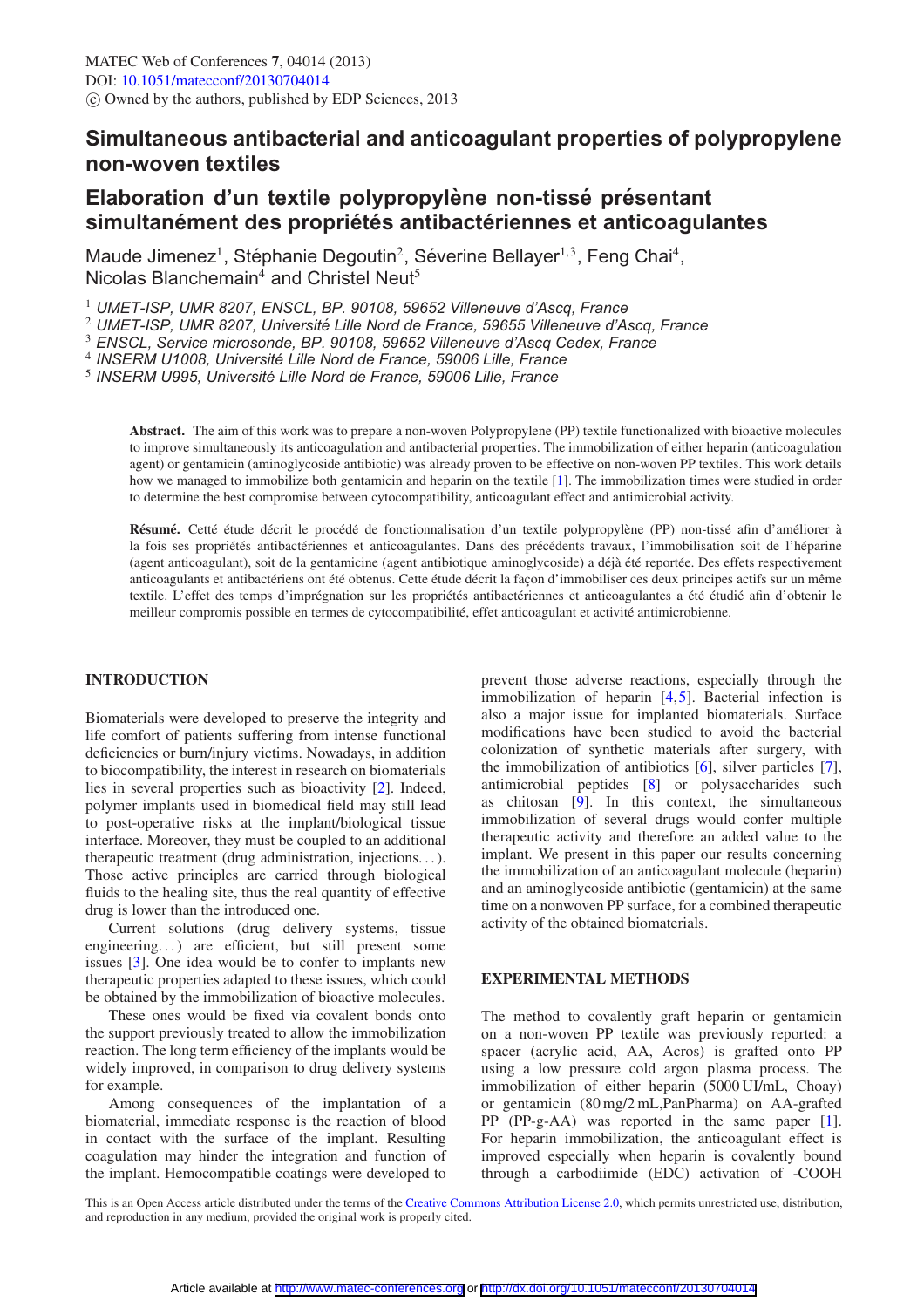# Simultaneous antibacterial and anticoagulant properties of polypropylene non-woven textiles

# Elaboration d'un textile polypropylène non-tissé présentant simultanément des propriétés antibactériennes et anticoagulantes

Maude Jimenez[1], Stéphanie Degoutin[2], Séverine Bellayer[1,3], Feng Chai[4], Nicolas Blanchemain[4] and Christel Neut[5]

[1] *UMET-ISP, UMR 8207, ENSCL, BP. 90108, 59652 Villeneuve d'Ascq, France*
[2] *UMET-ISP, UMR 8207, Université Lille Nord de France, 59655 Villeneuve d'Ascq, France*
[3] *ENSCL, Service microsonde, BP. 90108, 59652 Villeneuve d'Ascq Cedex, France*
[4] *INSERM U1008, Université Lille Nord de France, 59006 Lille, France*
[5] *INSERM U995, Université Lille Nord de France, 59006 Lille, France*

**Abstract.** The aim of this work was to prepare a non-woven Polypropylene (PP) textile functionalized with bioactive molecules to improve simultaneously its anticoagulation and antibacterial properties. The immobilization of either heparin (anticoagulation agent) or gentamicin (aminoglycoside antibiotic) was already proven to be effective on non-woven PP textiles. This work details how we managed to immobilize both gentamicin and heparin on the textile [1]. The immobilization times were studied in order to determine the best compromise between cytocompatibility, anticoagulant effect and antimicrobial activity.

**Résumé.** Cetté étude décrit le procédé de fonctionnalisation d'un textile polypropylène (PP) non-tissé afin d'améliorer à la fois ses propriétés antibactériennes et anticoagulantes. Dans des précédents travaux, l'immobilisation soit de l'héparine (agent anticoagulant), soit de la gentamicine (agent antibiotique aminoglycoside) a déjà été reportée. Des effets respectivement anticoagulants et antibactériens ont été obtenus. Cette étude décrit la façon d'immobiliser ces deux principes actifs sur un même textile. L'effet des temps d'imprégnation sur les propriétés antibactériennes et anticoagulantes a été étudié afin d'obtenir le meilleur compromis possible en termes de cytocompatibilité, effet anticoagulant et activité antimicrobienne.

## INTRODUCTION

Biomaterials were developed to preserve the integrity and life comfort of patients suffering from intense functional deficiencies or burn/injury victims. Nowadays, in addition to biocompatibility, the interest in research on biomaterials lies in several properties such as bioactivity [2]. Indeed, polymer implants used in biomedical field may still lead to post-operative risks at the implant/biological tissue interface. Moreover, they must be coupled to an additional therapeutic treatment (drug administration, injections...). Those active principles are carried through biological fluids to the healing site, thus the real quantity of effective drug is lower than the introduced one.

Current solutions (drug delivery systems, tissue engineering...) are efficient, but still present some issues [3]. One idea would be to confer to implants new therapeutic properties adapted to these issues, which could be obtained by the immobilization of bioactive molecules.

These ones would be fixed via covalent bonds onto the support previously treated to allow the immobilization reaction. The long term efficiency of the implants would be widely improved, in comparison to drug delivery systems for example.

Among consequences of the implantation of a biomaterial, immediate response is the reaction of blood in contact with the surface of the implant. Resulting coagulation may hinder the integration and function of the implant. Hemocompatible coatings were developed to prevent those adverse reactions, especially through the immobilization of heparin [4,5]. Bacterial infection is also a major issue for implanted biomaterials. Surface modifications have been studied to avoid the bacterial colonization of synthetic materials after surgery, with the immobilization of antibiotics [6], silver particles [7], antimicrobial peptides [8] or polysaccharides such as chitosan [9]. In this context, the simultaneous immobilization of several drugs would confer multiple therapeutic activity and therefore an added value to the implant. We present in this paper our results concerning the immobilization of an anticoagulant molecule (heparin) and an aminoglycoside antibiotic (gentamicin) at the same time on a nonwoven PP surface, for a combined therapeutic activity of the obtained biomaterials.

## EXPERIMENTAL METHODS

The method to covalently graft heparin or gentamicin on a non-woven PP textile was previously reported: a spacer (acrylic acid, AA, Acros) is grafted onto PP using a low pressure cold argon plasma process. The immobilization of either heparin (5000 UI/mL, Choay) or gentamicin (80 mg/2 mL, PanPharma) on AA-grafted PP (PP-g-AA) was reported in the same paper [1]. For heparin immobilization, the anticoagulant effect is improved especially when heparin is covalently bound through a carbodiimide (EDC) activation of -COOH

This is an Open Access article distributed under the terms of the Creative Commons Attribution License 2.0, which permits unrestricted use, distribution, and reproduction in any medium, provided the original work is properly cited.

Article available at http://www.matec-conferences.org or http://dx.doi.org/10.1051/matecconf/20130704014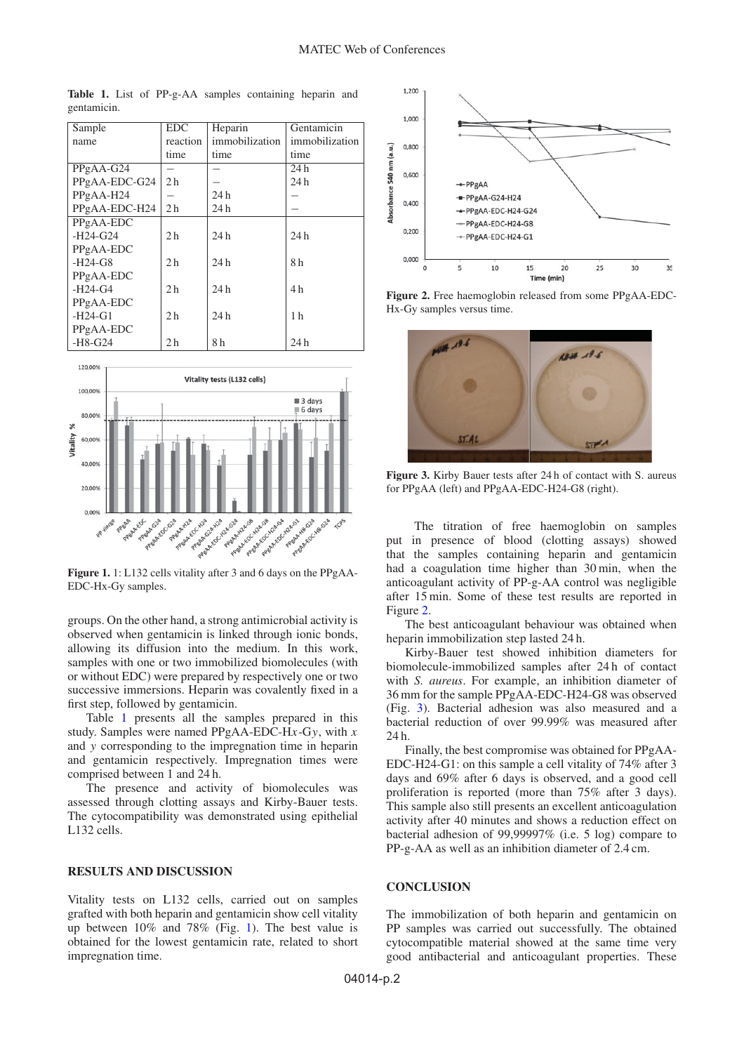**Table 1.** List of PP-g-AA samples containing heparin and gentamicin.

| Sample name | EDC reaction time | Heparin immobilization time | Gentamicin immobilization time |
|---|---|---|---|
| PPgAA-G24 | – | – | 24 h |
| PPgAA-EDC-G24 | 2 h | – | 24 h |
| PPgAA-H24 | – | 24 h | – |
| PPgAA-EDC-H24 | 2 h | 24 h | – |
| PPgAA-EDC -H24-G24 | 2 h | 24 h | 24 h |
| PPgAA-EDC -H24-G8 | 2 h | 24 h | 8 h |
| PPgAA-EDC -H24-G4 | 2 h | 24 h | 4 h |
| PPgAA-EDC -H24-G1 | 2 h | 24 h | 1 h |
| PPgAA-EDC -H8-G24 | 2 h | 8 h | 24 h |

**Figure 1.** 1: L132 cells vitality after 3 and 6 days on the PPgAA-EDC-Hx-Gy samples.

groups. On the other hand, a strong antimicrobial activity is observed when gentamicin is linked through ionic bonds, allowing its diffusion into the medium. In this work, samples with one or two immobilized biomolecules (with or without EDC) were prepared by respectively one or two successive immersions. Heparin was covalently fixed in a first step, followed by gentamicin.

Table 1 presents all the samples prepared in this study. Samples were named PPgAA-EDC-H$x$-G$y$, with $x$ and $y$ corresponding to the impregnation time in heparin and gentamicin respectively. Impregnation times were comprised between 1 and 24 h.

The presence and activity of biomolecules was assessed through clotting assays and Kirby-Bauer tests. The cytocompatibility was demonstrated using epithelial L132 cells.

## RESULTS AND DISCUSSION

Vitality tests on L132 cells, carried out on samples grafted with both heparin and gentamicin show cell vitality up between 10% and 78% (Fig. 1). The best value is obtained for the lowest gentamicin rate, related to short impregnation time.

**Figure 2.** Free haemoglobin released from some PPgAA-EDC-Hx-Gy samples versus time.

**Figure 3.** Kirby Bauer tests after 24 h of contact with S. aureus for PPgAA (left) and PPgAA-EDC-H24-G8 (right).

The titration of free haemoglobin on samples put in presence of blood (clotting assays) showed that the samples containing heparin and gentamicin had a coagulation time higher than 30 min, when the anticoagulant activity of PP-g-AA control was negligible after 15 min. Some of these test results are reported in Figure 2.

The best anticoagulant behaviour was obtained when heparin immobilization step lasted 24 h.

Kirby-Bauer test showed inhibition diameters for biomolecule-immobilized samples after 24 h of contact with *S. aureus*. For example, an inhibition diameter of 36 mm for the sample PPgAA-EDC-H24-G8 was observed (Fig. 3). Bacterial adhesion was also measured and a bacterial reduction of over 99.99% was measured after 24 h.

Finally, the best compromise was obtained for PPgAA-EDC-H24-G1: on this sample a cell vitality of 74% after 3 days and 69% after 6 days is observed, and a good cell proliferation is reported (more than 75% after 3 days). This sample also still presents an excellent anticoagulation activity after 40 minutes and shows a reduction effect on bacterial adhesion of 99,99997% (i.e. 5 log) compare to PP-g-AA as well as an inhibition diameter of 2.4 cm.

## CONCLUSION

The immobilization of both heparin and gentamicin on PP samples was carried out successfully. The obtained cytocompatible material showed at the same time very good antibacterial and anticoagulant properties. These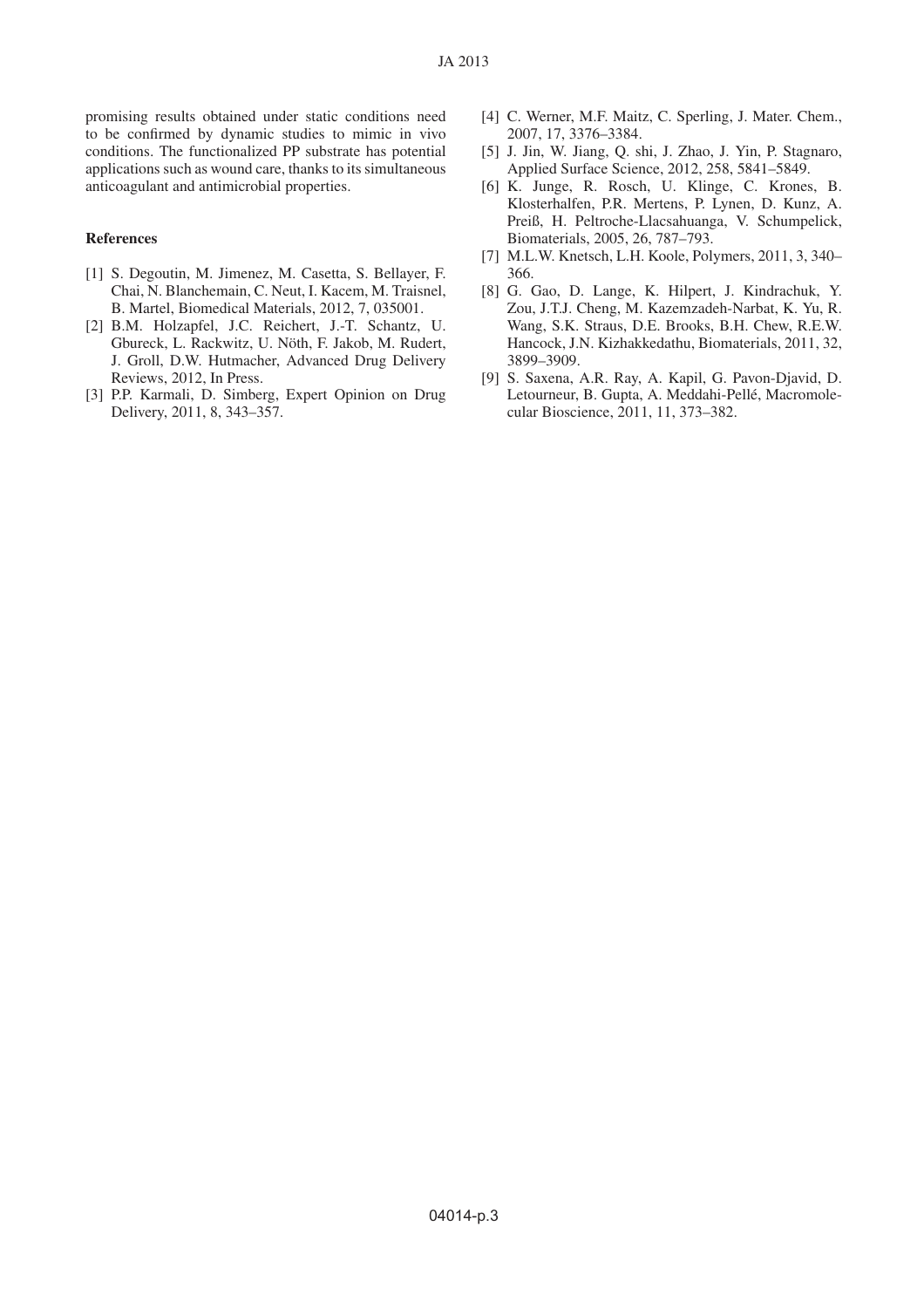promising results obtained under static conditions need to be confirmed by dynamic studies to mimic in vivo conditions. The functionalized PP substrate has potential applications such as wound care, thanks to its simultaneous anticoagulant and antimicrobial properties.

**References**

[1] S. Degoutin, M. Jimenez, M. Casetta, S. Bellayer, F. Chai, N. Blanchemain, C. Neut, I. Kacem, M. Traisnel, B. Martel, Biomedical Materials, 2012, 7, 035001.

[2] B.M. Holzapfel, J.C. Reichert, J.-T. Schantz, U. Gbureck, L. Rackwitz, U. Nöth, F. Jakob, M. Rudert, J. Groll, D.W. Hutmacher, Advanced Drug Delivery Reviews, 2012, In Press.

[3] P.P. Karmali, D. Simberg, Expert Opinion on Drug Delivery, 2011, 8, 343–357.

[4] C. Werner, M.F. Maitz, C. Sperling, J. Mater. Chem., 2007, 17, 3376–3384.

[5] J. Jin, W. Jiang, Q. shi, J. Zhao, J. Yin, P. Stagnaro, Applied Surface Science, 2012, 258, 5841–5849.

[6] K. Junge, R. Rosch, U. Klinge, C. Krones, B. Klosterhalfen, P.R. Mertens, P. Lynen, D. Kunz, A. Preiß, H. Peltroche-Llacsahuanga, V. Schumpelick, Biomaterials, 2005, 26, 787–793.

[7] M.L.W. Knetsch, L.H. Koole, Polymers, 2011, 3, 340–366.

[8] G. Gao, D. Lange, K. Hilpert, J. Kindrachuk, Y. Zou, J.T.J. Cheng, M. Kazemzadeh-Narbat, K. Yu, R. Wang, S.K. Straus, D.E. Brooks, B.H. Chew, R.E.W. Hancock, J.N. Kizhakkedathu, Biomaterials, 2011, 32, 3899–3909.

[9] S. Saxena, A.R. Ray, A. Kapil, G. Pavon-Djavid, D. Letourneur, B. Gupta, A. Meddahi-Pellé, Macromolecular Bioscience, 2011, 11, 373–382.